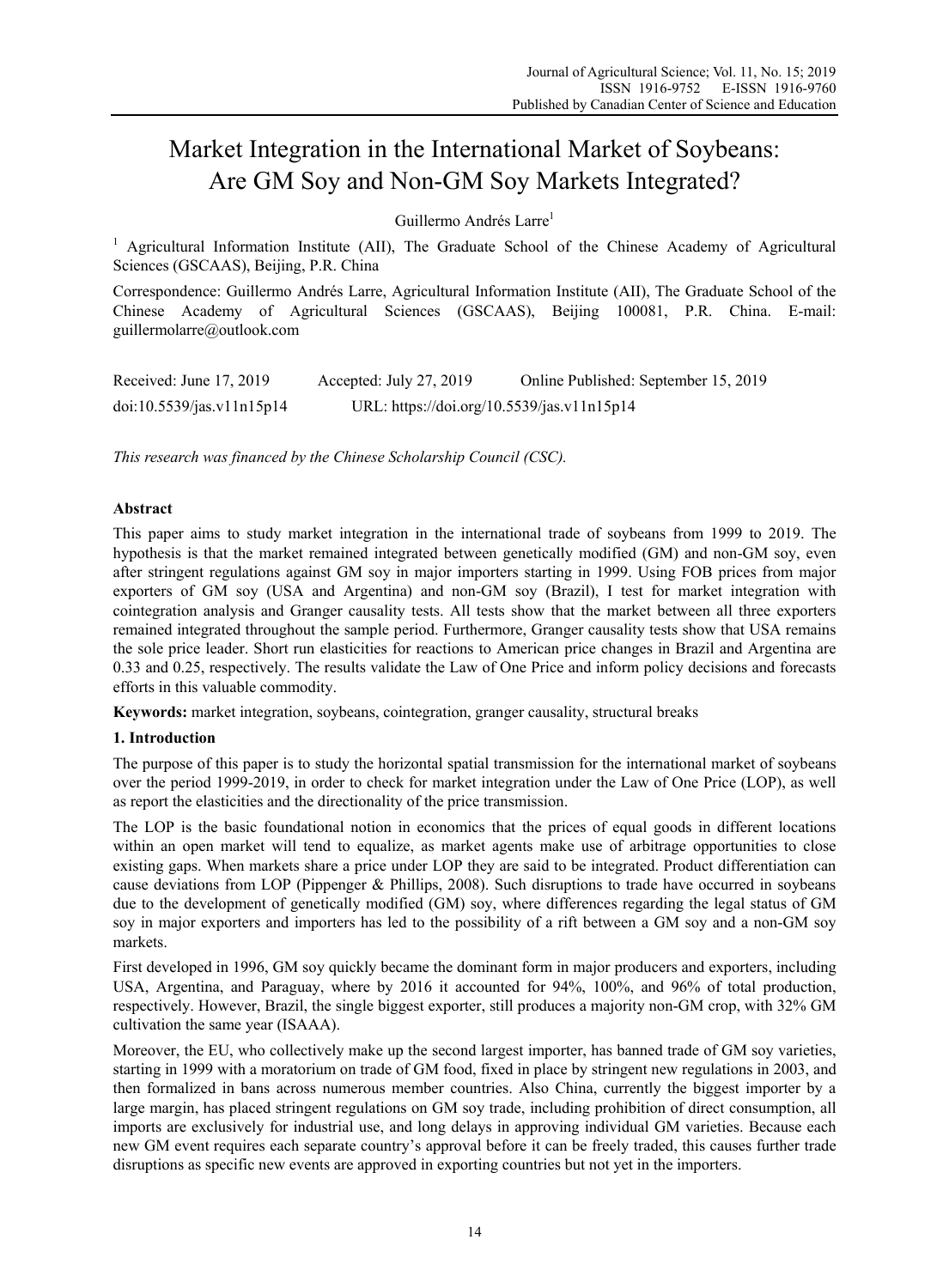# Market Integration in the International Market of Soybeans: Are GM Soy and Non-GM Soy Markets Integrated?

Guillermo Andrés Larre[1]

[1] Agricultural Information Institute (AII), The Graduate School of the Chinese Academy of Agricultural Sciences (GSCAAS), Beijing, P.R. China

Correspondence: Guillermo Andrés Larre, Agricultural Information Institute (AII), The Graduate School of the Chinese Academy of Agricultural Sciences (GSCAAS), Beijing 100081, P.R. China. E-mail: guillermolarre@outlook.com

Received: June 17, 2019 Accepted: July 27, 2019 Online Published: September 15, 2019

doi:10.5539/jas.v11n15p14 URL: https://doi.org/10.5539/jas.v11n15p14

*This research was financed by the Chinese Scholarship Council (CSC).*

## Abstract

This paper aims to study market integration in the international trade of soybeans from 1999 to 2019. The hypothesis is that the market remained integrated between genetically modified (GM) and non-GM soy, even after stringent regulations against GM soy in major importers starting in 1999. Using FOB prices from major exporters of GM soy (USA and Argentina) and non-GM soy (Brazil), I test for market integration with cointegration analysis and Granger causality tests. All tests show that the market between all three exporters remained integrated throughout the sample period. Furthermore, Granger causality tests show that USA remains the sole price leader. Short run elasticities for reactions to American price changes in Brazil and Argentina are 0.33 and 0.25, respectively. The results validate the Law of One Price and inform policy decisions and forecasts efforts in this valuable commodity.

**Keywords:** market integration, soybeans, cointegration, granger causality, structural breaks

## 1. Introduction

The purpose of this paper is to study the horizontal spatial transmission for the international market of soybeans over the period 1999-2019, in order to check for market integration under the Law of One Price (LOP), as well as report the elasticities and the directionality of the price transmission.

The LOP is the basic foundational notion in economics that the prices of equal goods in different locations within an open market will tend to equalize, as market agents make use of arbitrage opportunities to close existing gaps. When markets share a price under LOP they are said to be integrated. Product differentiation can cause deviations from LOP (Pippenger & Phillips, 2008). Such disruptions to trade have occurred in soybeans due to the development of genetically modified (GM) soy, where differences regarding the legal status of GM soy in major exporters and importers has led to the possibility of a rift between a GM soy and a non-GM soy markets.

First developed in 1996, GM soy quickly became the dominant form in major producers and exporters, including USA, Argentina, and Paraguay, where by 2016 it accounted for 94%, 100%, and 96% of total production, respectively. However, Brazil, the single biggest exporter, still produces a majority non-GM crop, with 32% GM cultivation the same year (ISAAA).

Moreover, the EU, who collectively make up the second largest importer, has banned trade of GM soy varieties, starting in 1999 with a moratorium on trade of GM food, fixed in place by stringent new regulations in 2003, and then formalized in bans across numerous member countries. Also China, currently the biggest importer by a large margin, has placed stringent regulations on GM soy trade, including prohibition of direct consumption, all imports are exclusively for industrial use, and long delays in approving individual GM varieties. Because each new GM event requires each separate country's approval before it can be freely traded, this causes further trade disruptions as specific new events are approved in exporting countries but not yet in the importers.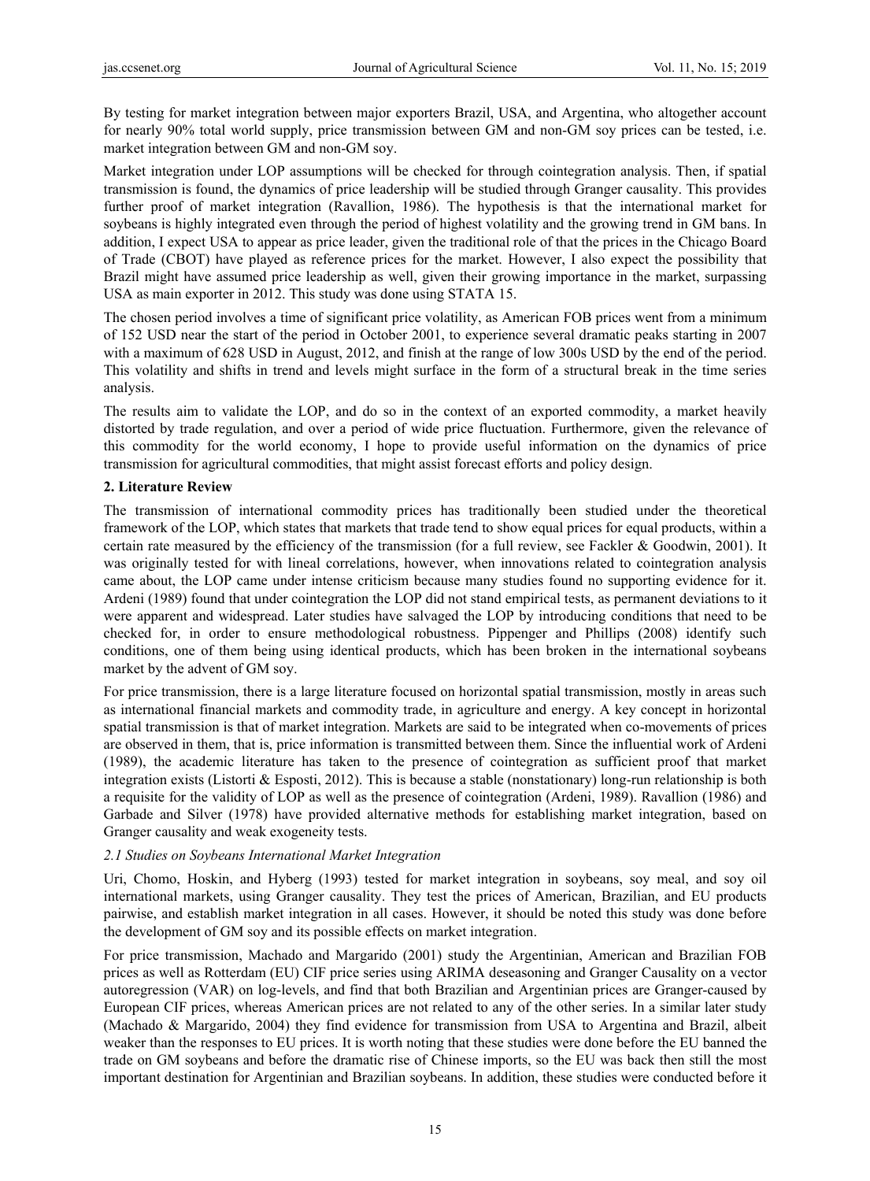By testing for market integration between major exporters Brazil, USA, and Argentina, who altogether account for nearly 90% total world supply, price transmission between GM and non-GM soy prices can be tested, i.e. market integration between GM and non-GM soy.

Market integration under LOP assumptions will be checked for through cointegration analysis. Then, if spatial transmission is found, the dynamics of price leadership will be studied through Granger causality. This provides further proof of market integration (Ravallion, 1986). The hypothesis is that the international market for soybeans is highly integrated even through the period of highest volatility and the growing trend in GM bans. In addition, I expect USA to appear as price leader, given the traditional role of that the prices in the Chicago Board of Trade (CBOT) have played as reference prices for the market. However, I also expect the possibility that Brazil might have assumed price leadership as well, given their growing importance in the market, surpassing USA as main exporter in 2012. This study was done using STATA 15.

The chosen period involves a time of significant price volatility, as American FOB prices went from a minimum of 152 USD near the start of the period in October 2001, to experience several dramatic peaks starting in 2007 with a maximum of 628 USD in August, 2012, and finish at the range of low 300s USD by the end of the period. This volatility and shifts in trend and levels might surface in the form of a structural break in the time series analysis.

The results aim to validate the LOP, and do so in the context of an exported commodity, a market heavily distorted by trade regulation, and over a period of wide price fluctuation. Furthermore, given the relevance of this commodity for the world economy, I hope to provide useful information on the dynamics of price transmission for agricultural commodities, that might assist forecast efforts and policy design.

## 2. Literature Review

The transmission of international commodity prices has traditionally been studied under the theoretical framework of the LOP, which states that markets that trade tend to show equal prices for equal products, within a certain rate measured by the efficiency of the transmission (for a full review, see Fackler & Goodwin, 2001). It was originally tested for with lineal correlations, however, when innovations related to cointegration analysis came about, the LOP came under intense criticism because many studies found no supporting evidence for it. Ardeni (1989) found that under cointegration the LOP did not stand empirical tests, as permanent deviations to it were apparent and widespread. Later studies have salvaged the LOP by introducing conditions that need to be checked for, in order to ensure methodological robustness. Pippenger and Phillips (2008) identify such conditions, one of them being using identical products, which has been broken in the international soybeans market by the advent of GM soy.

For price transmission, there is a large literature focused on horizontal spatial transmission, mostly in areas such as international financial markets and commodity trade, in agriculture and energy. A key concept in horizontal spatial transmission is that of market integration. Markets are said to be integrated when co-movements of prices are observed in them, that is, price information is transmitted between them. Since the influential work of Ardeni (1989), the academic literature has taken to the presence of cointegration as sufficient proof that market integration exists (Listorti & Esposti, 2012). This is because a stable (nonstationary) long-run relationship is both a requisite for the validity of LOP as well as the presence of cointegration (Ardeni, 1989). Ravallion (1986) and Garbade and Silver (1978) have provided alternative methods for establishing market integration, based on Granger causality and weak exogeneity tests.

### *2.1 Studies on Soybeans International Market Integration*

Uri, Chomo, Hoskin, and Hyberg (1993) tested for market integration in soybeans, soy meal, and soy oil international markets, using Granger causality. They test the prices of American, Brazilian, and EU products pairwise, and establish market integration in all cases. However, it should be noted this study was done before the development of GM soy and its possible effects on market integration.

For price transmission, Machado and Margarido (2001) study the Argentinian, American and Brazilian FOB prices as well as Rotterdam (EU) CIF price series using ARIMA deseasoning and Granger Causality on a vector autoregression (VAR) on log-levels, and find that both Brazilian and Argentinian prices are Granger-caused by European CIF prices, whereas American prices are not related to any of the other series. In a similar later study (Machado & Margarido, 2004) they find evidence for transmission from USA to Argentina and Brazil, albeit weaker than the responses to EU prices. It is worth noting that these studies were done before the EU banned the trade on GM soybeans and before the dramatic rise of Chinese imports, so the EU was back then still the most important destination for Argentinian and Brazilian soybeans. In addition, these studies were conducted before it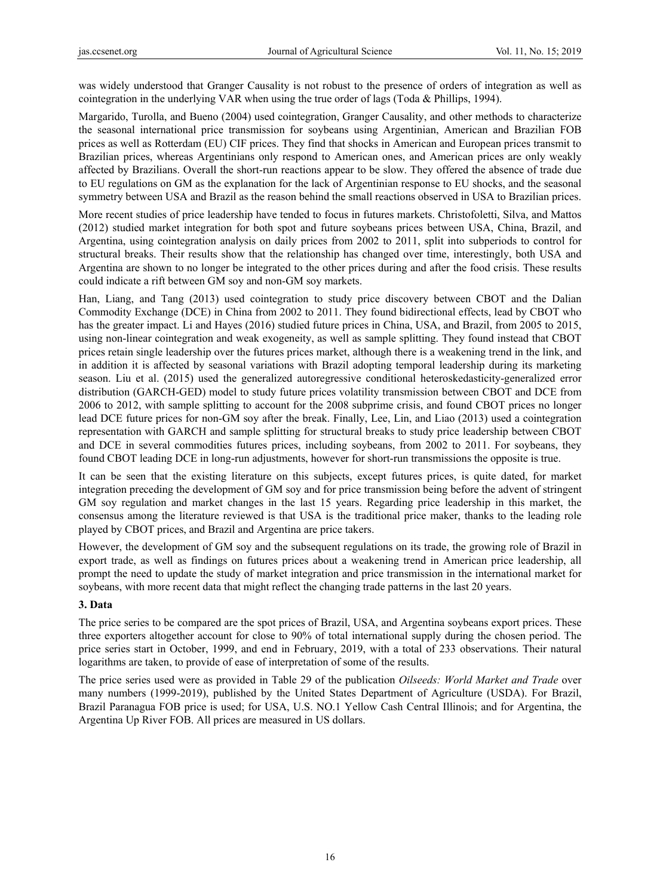was widely understood that Granger Causality is not robust to the presence of orders of integration as well as cointegration in the underlying VAR when using the true order of lags (Toda & Phillips, 1994).

Margarido, Turolla, and Bueno (2004) used cointegration, Granger Causality, and other methods to characterize the seasonal international price transmission for soybeans using Argentinian, American and Brazilian FOB prices as well as Rotterdam (EU) CIF prices. They find that shocks in American and European prices transmit to Brazilian prices, whereas Argentinians only respond to American ones, and American prices are only weakly affected by Brazilians. Overall the short-run reactions appear to be slow. They offered the absence of trade due to EU regulations on GM as the explanation for the lack of Argentinian response to EU shocks, and the seasonal symmetry between USA and Brazil as the reason behind the small reactions observed in USA to Brazilian prices.

More recent studies of price leadership have tended to focus in futures markets. Christofoletti, Silva, and Mattos (2012) studied market integration for both spot and future soybeans prices between USA, China, Brazil, and Argentina, using cointegration analysis on daily prices from 2002 to 2011, split into subperiods to control for structural breaks. Their results show that the relationship has changed over time, interestingly, both USA and Argentina are shown to no longer be integrated to the other prices during and after the food crisis. These results could indicate a rift between GM soy and non-GM soy markets.

Han, Liang, and Tang (2013) used cointegration to study price discovery between CBOT and the Dalian Commodity Exchange (DCE) in China from 2002 to 2011. They found bidirectional effects, lead by CBOT who has the greater impact. Li and Hayes (2016) studied future prices in China, USA, and Brazil, from 2005 to 2015, using non-linear cointegration and weak exogeneity, as well as sample splitting. They found instead that CBOT prices retain single leadership over the futures prices market, although there is a weakening trend in the link, and in addition it is affected by seasonal variations with Brazil adopting temporal leadership during its marketing season. Liu et al. (2015) used the generalized autoregressive conditional heteroskedasticity-generalized error distribution (GARCH-GED) model to study future prices volatility transmission between CBOT and DCE from 2006 to 2012, with sample splitting to account for the 2008 subprime crisis, and found CBOT prices no longer lead DCE future prices for non-GM soy after the break. Finally, Lee, Lin, and Liao (2013) used a cointegration representation with GARCH and sample splitting for structural breaks to study price leadership between CBOT and DCE in several commodities futures prices, including soybeans, from 2002 to 2011. For soybeans, they found CBOT leading DCE in long-run adjustments, however for short-run transmissions the opposite is true.

It can be seen that the existing literature on this subjects, except futures prices, is quite dated, for market integration preceding the development of GM soy and for price transmission being before the advent of stringent GM soy regulation and market changes in the last 15 years. Regarding price leadership in this market, the consensus among the literature reviewed is that USA is the traditional price maker, thanks to the leading role played by CBOT prices, and Brazil and Argentina are price takers.

However, the development of GM soy and the subsequent regulations on its trade, the growing role of Brazil in export trade, as well as findings on futures prices about a weakening trend in American price leadership, all prompt the need to update the study of market integration and price transmission in the international market for soybeans, with more recent data that might reflect the changing trade patterns in the last 20 years.

## 3. Data

The price series to be compared are the spot prices of Brazil, USA, and Argentina soybeans export prices. These three exporters altogether account for close to 90% of total international supply during the chosen period. The price series start in October, 1999, and end in February, 2019, with a total of 233 observations. Their natural logarithms are taken, to provide of ease of interpretation of some of the results.

The price series used were as provided in Table 29 of the publication *Oilseeds: World Market and Trade* over many numbers (1999-2019), published by the United States Department of Agriculture (USDA). For Brazil, Brazil Paranagua FOB price is used; for USA, U.S. NO.1 Yellow Cash Central Illinois; and for Argentina, the Argentina Up River FOB. All prices are measured in US dollars.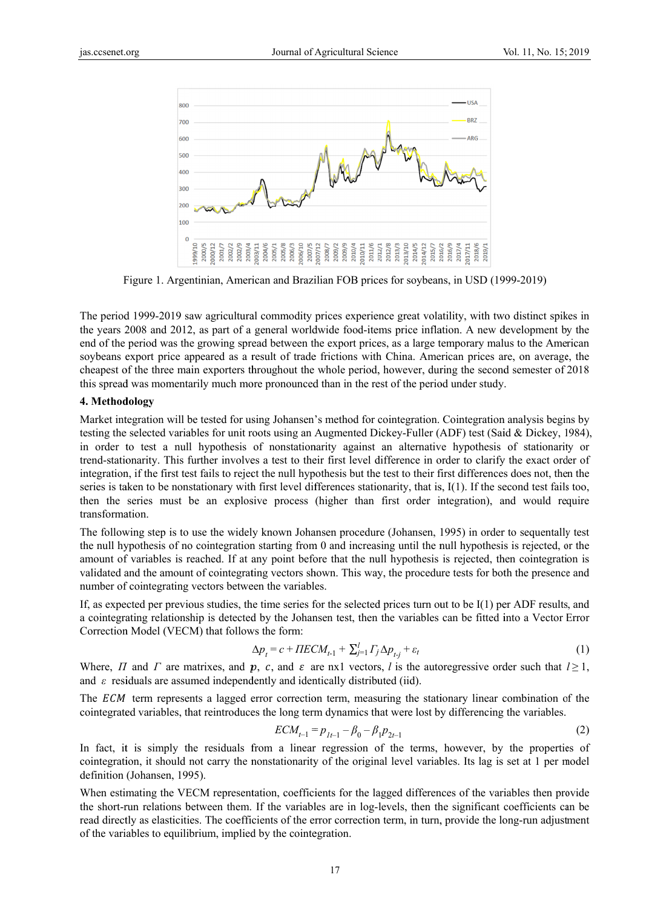Figure 1. Argentinian, American and Brazilian FOB prices for soybeans, in USD (1999-2019)

The period 1999-2019 saw agricultural commodity prices experience great volatility, with two distinct spikes in the years 2008 and 2012, as part of a general worldwide food-items price inflation. A new development by the end of the period was the growing spread between the export prices, as a large temporary malus to the American soybeans export price appeared as a result of trade frictions with China. American prices are, on average, the cheapest of the three main exporters throughout the whole period, however, during the second semester of 2018 this spread was momentarily much more pronounced than in the rest of the period under study.

## 4. Methodology

Market integration will be tested for using Johansen's method for cointegration. Cointegration analysis begins by testing the selected variables for unit roots using an Augmented Dickey-Fuller (ADF) test (Said & Dickey, 1984), in order to test a null hypothesis of nonstationarity against an alternative hypothesis of stationarity or trend-stationarity. This further involves a test to their first level difference in order to clarify the exact order of integration, if the first test fails to reject the null hypothesis but the test to their first differences does not, then the series is taken to be nonstationary with first level differences stationarity, that is, I(1). If the second test fails too, then the series must be an explosive process (higher than first order integration), and would require transformation.

The following step is to use the widely known Johansen procedure (Johansen, 1995) in order to sequentally test the null hypothesis of no cointegration starting from 0 and increasing until the null hypothesis is rejected, or the amount of variables is reached. If at any point before that the null hypothesis is rejected, then cointegration is validated and the amount of cointegrating vectors shown. This way, the procedure tests for both the presence and number of cointegrating vectors between the variables.

If, as expected per previous studies, the time series for the selected prices turn out to be I(1) per ADF results, and a cointegrating relationship is detected by the Johansen test, then the variables can be fitted into a Vector Error Correction Model (VECM) that follows the form:

$$\Delta p_t = c + \Pi ECM_{t\text{-}1} + \sum_{j=1}^{l} \Gamma_j \Delta p_{t\text{-}j} + \varepsilon_t \tag{1}$$

Where, $\Pi$ and $\Gamma$ are matrixes, and $\boldsymbol{p}$, $c$, and $\varepsilon$ are nx1 vectors, $l$ is the autoregressive order such that $l \geq 1$, and $\varepsilon$ residuals are assumed independently and identically distributed (iid).

The $ECM$ term represents a lagged error correction term, measuring the stationary linear combination of the cointegrated variables, that reintroduces the long term dynamics that were lost by differencing the variables.

$$ECM_{t-1} = p_{1t-1} - \beta_0 - \beta_1 p_{2t-1} \tag{2}$$

In fact, it is simply the residuals from a linear regression of the terms, however, by the properties of cointegration, it should not carry the nonstationarity of the original level variables. Its lag is set at 1 per model definition (Johansen, 1995).

When estimating the VECM representation, coefficients for the lagged differences of the variables then provide the short-run relations between them. If the variables are in log-levels, then the significant coefficients can be read directly as elasticities. The coefficients of the error correction term, in turn, provide the long-run adjustment of the variables to equilibrium, implied by the cointegration.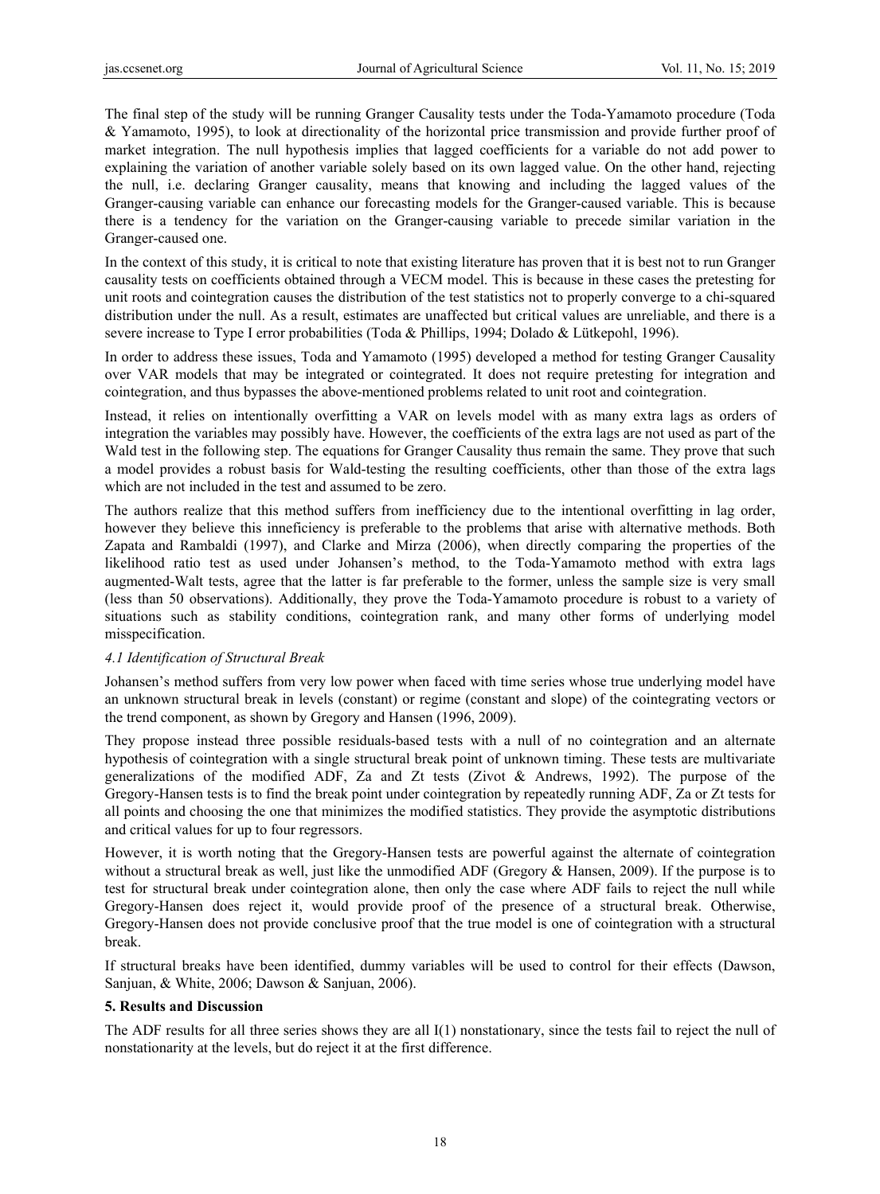The final step of the study will be running Granger Causality tests under the Toda-Yamamoto procedure (Toda & Yamamoto, 1995), to look at directionality of the horizontal price transmission and provide further proof of market integration. The null hypothesis implies that lagged coefficients for a variable do not add power to explaining the variation of another variable solely based on its own lagged value. On the other hand, rejecting the null, i.e. declaring Granger causality, means that knowing and including the lagged values of the Granger-causing variable can enhance our forecasting models for the Granger-caused variable. This is because there is a tendency for the variation on the Granger-causing variable to precede similar variation in the Granger-caused one.

In the context of this study, it is critical to note that existing literature has proven that it is best not to run Granger causality tests on coefficients obtained through a VECM model. This is because in these cases the pretesting for unit roots and cointegration causes the distribution of the test statistics not to properly converge to a chi-squared distribution under the null. As a result, estimates are unaffected but critical values are unreliable, and there is a severe increase to Type I error probabilities (Toda & Phillips, 1994; Dolado & Lütkepohl, 1996).

In order to address these issues, Toda and Yamamoto (1995) developed a method for testing Granger Causality over VAR models that may be integrated or cointegrated. It does not require pretesting for integration and cointegration, and thus bypasses the above-mentioned problems related to unit root and cointegration.

Instead, it relies on intentionally overfitting a VAR on levels model with as many extra lags as orders of integration the variables may possibly have. However, the coefficients of the extra lags are not used as part of the Wald test in the following step. The equations for Granger Causality thus remain the same. They prove that such a model provides a robust basis for Wald-testing the resulting coefficients, other than those of the extra lags which are not included in the test and assumed to be zero.

The authors realize that this method suffers from inefficiency due to the intentional overfitting in lag order, however they believe this inneficiency is preferable to the problems that arise with alternative methods. Both Zapata and Rambaldi (1997), and Clarke and Mirza (2006), when directly comparing the properties of the likelihood ratio test as used under Johansen's method, to the Toda-Yamamoto method with extra lags augmented-Walt tests, agree that the latter is far preferable to the former, unless the sample size is very small (less than 50 observations). Additionally, they prove the Toda-Yamamoto procedure is robust to a variety of situations such as stability conditions, cointegration rank, and many other forms of underlying model misspecification.

### *4.1 Identification of Structural Break*

Johansen's method suffers from very low power when faced with time series whose true underlying model have an unknown structural break in levels (constant) or regime (constant and slope) of the cointegrating vectors or the trend component, as shown by Gregory and Hansen (1996, 2009).

They propose instead three possible residuals-based tests with a null of no cointegration and an alternate hypothesis of cointegration with a single structural break point of unknown timing. These tests are multivariate generalizations of the modified ADF, Za and Zt tests (Zivot & Andrews, 1992). The purpose of the Gregory-Hansen tests is to find the break point under cointegration by repeatedly running ADF, Za or Zt tests for all points and choosing the one that minimizes the modified statistics. They provide the asymptotic distributions and critical values for up to four regressors.

However, it is worth noting that the Gregory-Hansen tests are powerful against the alternate of cointegration without a structural break as well, just like the unmodified ADF (Gregory & Hansen, 2009). If the purpose is to test for structural break under cointegration alone, then only the case where ADF fails to reject the null while Gregory-Hansen does reject it, would provide proof of the presence of a structural break. Otherwise, Gregory-Hansen does not provide conclusive proof that the true model is one of cointegration with a structural break.

If structural breaks have been identified, dummy variables will be used to control for their effects (Dawson, Sanjuan, & White, 2006; Dawson & Sanjuan, 2006).

## **5. Results and Discussion**

The ADF results for all three series shows they are all I(1) nonstationary, since the tests fail to reject the null of nonstationarity at the levels, but do reject it at the first difference.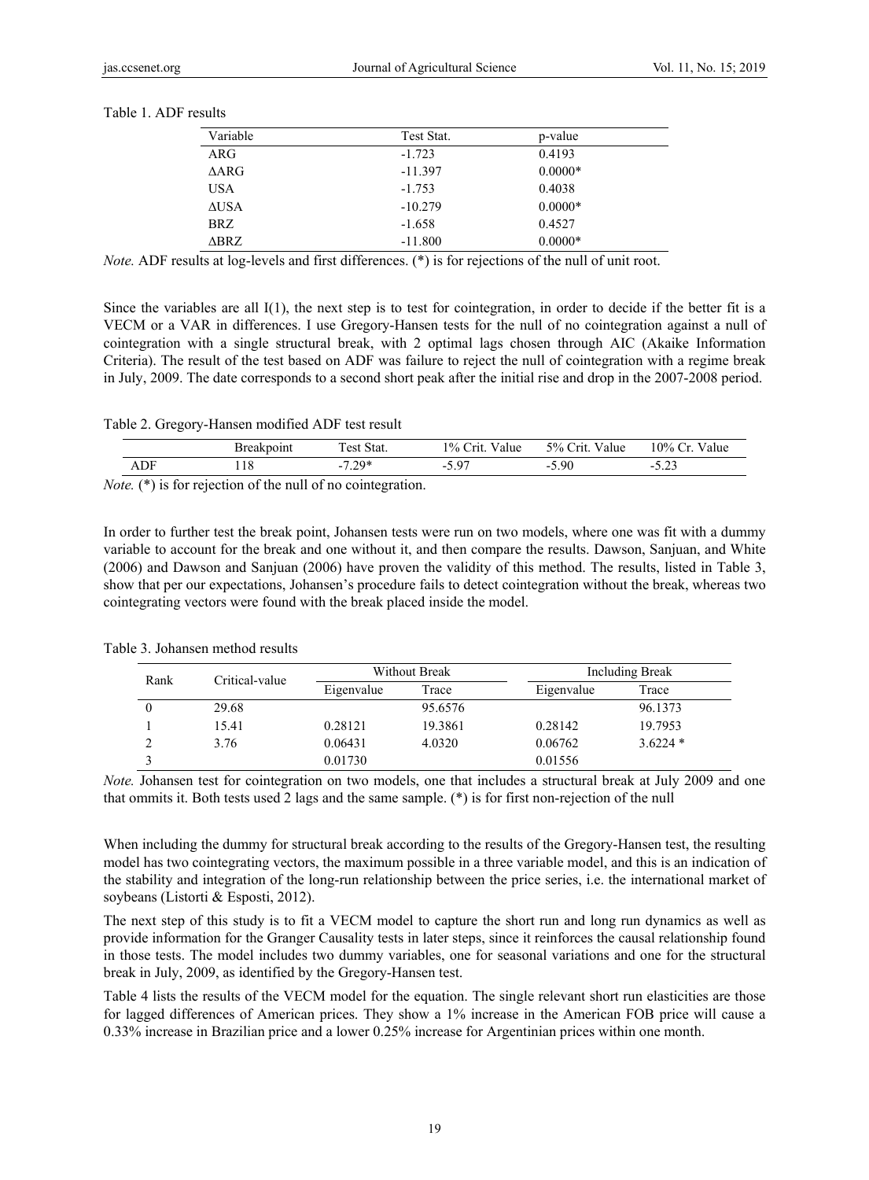Table 1. ADF results

| Variable | Test Stat. | p-value |
|---|---|---|
| ARG | -1.723 | 0.4193 |
| ΔARG | -11.397 | 0.0000* |
| USA | -1.753 | 0.4038 |
| ΔUSA | -10.279 | 0.0000* |
| BRZ | -1.658 | 0.4527 |
| ΔBRZ | -11.800 | 0.0000* |

*Note.* ADF results at log-levels and first differences. (*) is for rejections of the null of unit root.

Since the variables are all I(1), the next step is to test for cointegration, in order to decide if the better fit is a VECM or a VAR in differences. I use Gregory-Hansen tests for the null of no cointegration against a null of cointegration with a single structural break, with 2 optimal lags chosen through AIC (Akaike Information Criteria). The result of the test based on ADF was failure to reject the null of cointegration with a regime break in July, 2009. The date corresponds to a second short peak after the initial rise and drop in the 2007-2008 period.

Table 2. Gregory-Hansen modified ADF test result

| | Breakpoint | Test Stat. | 1% Crit. Value | 5% Crit. Value | 10% Cr. Value |
|---|---|---|---|---|---|
| ADF | 118 | -7.29* | -5.97 | -5.90 | -5.23 |

*Note.* (*) is for rejection of the null of no cointegration.

In order to further test the break point, Johansen tests were run on two models, where one was fit with a dummy variable to account for the break and one without it, and then compare the results. Dawson, Sanjuan, and White (2006) and Dawson and Sanjuan (2006) have proven the validity of this method. The results, listed in Table 3, show that per our expectations, Johansen's procedure fails to detect cointegration without the break, whereas two cointegrating vectors were found with the break placed inside the model.

Table 3. Johansen method results

| Rank | Critical-value | Without Break | | Including Break | |
|---|---|---|---|---|---|
| | | Eigenvalue | Trace | Eigenvalue | Trace |
| 0 | 29.68 | | 95.6576 | | 96.1373 |
| 1 | 15.41 | 0.28121 | 19.3861 | 0.28142 | 19.7953 |
| 2 | 3.76 | 0.06431 | 4.0320 | 0.06762 | 3.6224 * |
| 3 | | 0.01730 | | 0.01556 | |

*Note.* Johansen test for cointegration on two models, one that includes a structural break at July 2009 and one that ommits it. Both tests used 2 lags and the same sample. (*) is for first non-rejection of the null

When including the dummy for structural break according to the results of the Gregory-Hansen test, the resulting model has two cointegrating vectors, the maximum possible in a three variable model, and this is an indication of the stability and integration of the long-run relationship between the price series, i.e. the international market of soybeans (Listorti & Esposti, 2012).

The next step of this study is to fit a VECM model to capture the short run and long run dynamics as well as provide information for the Granger Causality tests in later steps, since it reinforces the causal relationship found in those tests. The model includes two dummy variables, one for seasonal variations and one for the structural break in July, 2009, as identified by the Gregory-Hansen test.

Table 4 lists the results of the VECM model for the equation. The single relevant short run elasticities are those for lagged differences of American prices. They show a 1% increase in the American FOB price will cause a 0.33% increase in Brazilian price and a lower 0.25% increase for Argentinian prices within one month.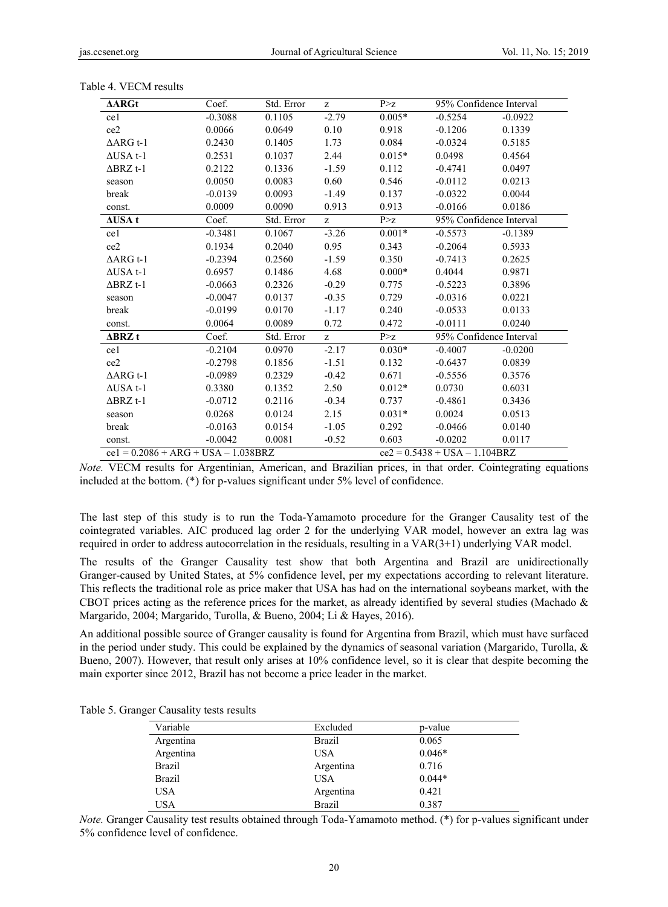Table 4. VECM results

| ΔARGt | Coef. | Std. Error | z | P>z | 95% Confidence Interval | |
|---|---|---|---|---|---|---|
| ce1 | -0.3088 | 0.1105 | -2.79 | 0.005* | -0.5254 | -0.0922 |
| ce2 | 0.0066 | 0.0649 | 0.10 | 0.918 | -0.1206 | 0.1339 |
| ΔARG t-1 | 0.2430 | 0.1405 | 1.73 | 0.084 | -0.0324 | 0.5185 |
| ΔUSA t-1 | 0.2531 | 0.1037 | 2.44 | 0.015* | 0.0498 | 0.4564 |
| ΔBRZ t-1 | 0.2122 | 0.1336 | -1.59 | 0.112 | -0.4741 | 0.0497 |
| season | 0.0050 | 0.0083 | 0.60 | 0.546 | -0.0112 | 0.0213 |
| break | -0.0139 | 0.0093 | -1.49 | 0.137 | -0.0322 | 0.0044 |
| const. | 0.0009 | 0.0090 | 0.913 | 0.913 | -0.0166 | 0.0186 |
| **ΔUSA t** | Coef. | Std. Error | z | P>z | 95% Confidence Interval | |
| ce1 | -0.3481 | 0.1067 | -3.26 | 0.001* | -0.5573 | -0.1389 |
| ce2 | 0.1934 | 0.2040 | 0.95 | 0.343 | -0.2064 | 0.5933 |
| ΔARG t-1 | -0.2394 | 0.2560 | -1.59 | 0.350 | -0.7413 | 0.2625 |
| ΔUSA t-1 | 0.6957 | 0.1486 | 4.68 | 0.000* | 0.4044 | 0.9871 |
| ΔBRZ t-1 | -0.0663 | 0.2326 | -0.29 | 0.775 | -0.5223 | 0.3896 |
| season | -0.0047 | 0.0137 | -0.35 | 0.729 | -0.0316 | 0.0221 |
| break | -0.0199 | 0.0170 | -1.17 | 0.240 | -0.0533 | 0.0133 |
| const. | 0.0064 | 0.0089 | 0.72 | 0.472 | -0.0111 | 0.0240 |
| **ΔBRZ t** | Coef. | Std. Error | z | P>z | 95% Confidence Interval | |
| ce1 | -0.2104 | 0.0970 | -2.17 | 0.030* | -0.4007 | -0.0200 |
| ce2 | -0.2798 | 0.1856 | -1.51 | 0.132 | -0.6437 | 0.0839 |
| ΔARG t-1 | -0.0989 | 0.2329 | -0.42 | 0.671 | -0.5556 | 0.3576 |
| ΔUSA t-1 | 0.3380 | 0.1352 | 2.50 | 0.012* | 0.0730 | 0.6031 |
| ΔBRZ t-1 | -0.0712 | 0.2116 | -0.34 | 0.737 | -0.4861 | 0.3436 |
| season | 0.0268 | 0.0124 | 2.15 | 0.031* | 0.0024 | 0.0513 |
| break | -0.0163 | 0.0154 | -1.05 | 0.292 | -0.0466 | 0.0140 |
| const. | -0.0042 | 0.0081 | -0.52 | 0.603 | -0.0202 | 0.0117 |
| ce1 = 0.2086 + ARG + USA – 1.038BRZ | | | | ce2 = 0.5438 + USA – 1.104BRZ | | |

*Note.* VECM results for Argentinian, American, and Brazilian prices, in that order. Cointegrating equations included at the bottom. (*) for p-values significant under 5% level of confidence.

The last step of this study is to run the Toda-Yamamoto procedure for the Granger Causality test of the cointegrated variables. AIC produced lag order 2 for the underlying VAR model, however an extra lag was required in order to address autocorrelation in the residuals, resulting in a VAR(3+1) underlying VAR model.

The results of the Granger Causality test show that both Argentina and Brazil are unidirectionally Granger-caused by United States, at 5% confidence level, per my expectations according to relevant literature. This reflects the traditional role as price maker that USA has had on the international soybeans market, with the CBOT prices acting as the reference prices for the market, as already identified by several studies (Machado & Margarido, 2004; Margarido, Turolla, & Bueno, 2004; Li & Hayes, 2016).

An additional possible source of Granger causality is found for Argentina from Brazil, which must have surfaced in the period under study. This could be explained by the dynamics of seasonal variation (Margarido, Turolla, & Bueno, 2007). However, that result only arises at 10% confidence level, so it is clear that despite becoming the main exporter since 2012, Brazil has not become a price leader in the market.

Table 5. Granger Causality tests results

| Variable | Excluded | p-value |
|---|---|---|
| Argentina | Brazil | 0.065 |
| Argentina | USA | 0.046* |
| Brazil | Argentina | 0.716 |
| Brazil | USA | 0.044* |
| USA | Argentina | 0.421 |
| USA | Brazil | 0.387 |

*Note.* Granger Causality test results obtained through Toda-Yamamoto method. (*) for p-values significant under 5% confidence level of confidence.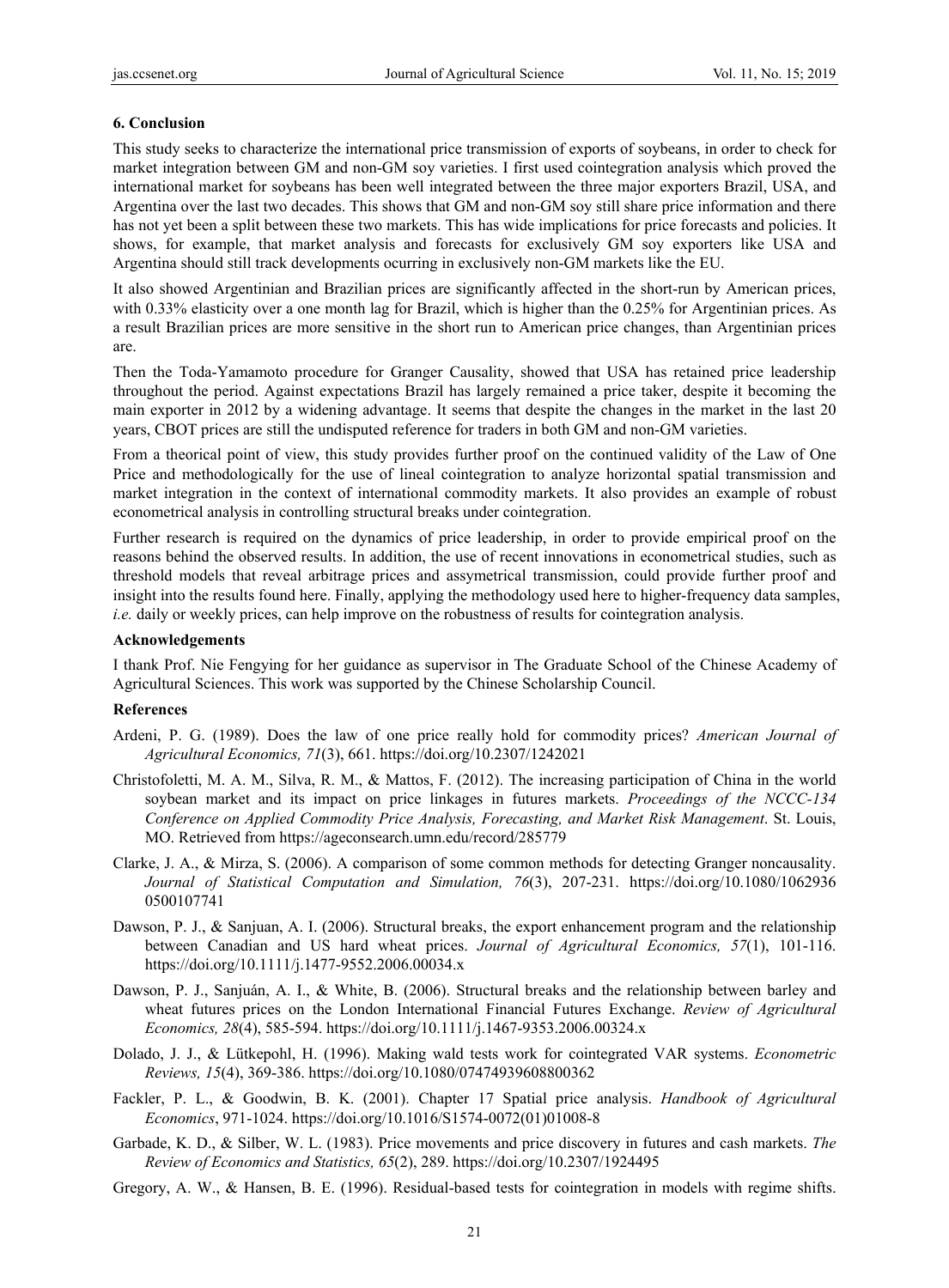## 6. Conclusion

This study seeks to characterize the international price transmission of exports of soybeans, in order to check for market integration between GM and non-GM soy varieties. I first used cointegration analysis which proved the international market for soybeans has been well integrated between the three major exporters Brazil, USA, and Argentina over the last two decades. This shows that GM and non-GM soy still share price information and there has not yet been a split between these two markets. This has wide implications for price forecasts and policies. It shows, for example, that market analysis and forecasts for exclusively GM soy exporters like USA and Argentina should still track developments ocurring in exclusively non-GM markets like the EU.

It also showed Argentinian and Brazilian prices are significantly affected in the short-run by American prices, with 0.33% elasticity over a one month lag for Brazil, which is higher than the 0.25% for Argentinian prices. As a result Brazilian prices are more sensitive in the short run to American price changes, than Argentinian prices are.

Then the Toda-Yamamoto procedure for Granger Causality, showed that USA has retained price leadership throughout the period. Against expectations Brazil has largely remained a price taker, despite it becoming the main exporter in 2012 by a widening advantage. It seems that despite the changes in the market in the last 20 years, CBOT prices are still the undisputed reference for traders in both GM and non-GM varieties.

From a theorical point of view, this study provides further proof on the continued validity of the Law of One Price and methodologically for the use of lineal cointegration to analyze horizontal spatial transmission and market integration in the context of international commodity markets. It also provides an example of robust econometrical analysis in controlling structural breaks under cointegration.

Further research is required on the dynamics of price leadership, in order to provide empirical proof on the reasons behind the observed results. In addition, the use of recent innovations in econometrical studies, such as threshold models that reveal arbitrage prices and assymetrical transmission, could provide further proof and insight into the results found here. Finally, applying the methodology used here to higher-frequency data samples, *i.e.* daily or weekly prices, can help improve on the robustness of results for cointegration analysis.

### Acknowledgements

I thank Prof. Nie Fengying for her guidance as supervisor in The Graduate School of the Chinese Academy of Agricultural Sciences. This work was supported by the Chinese Scholarship Council.

### References

Ardeni, P. G. (1989). Does the law of one price really hold for commodity prices? *American Journal of Agricultural Economics, 71*(3), 661. https://doi.org/10.2307/1242021

Christofoletti, M. A. M., Silva, R. M., & Mattos, F. (2012). The increasing participation of China in the world soybean market and its impact on price linkages in futures markets. *Proceedings of the NCCC-134 Conference on Applied Commodity Price Analysis, Forecasting, and Market Risk Management*. St. Louis, MO. Retrieved from https://ageconsearch.umn.edu/record/285779

Clarke, J. A., & Mirza, S. (2006). A comparison of some common methods for detecting Granger noncausality. *Journal of Statistical Computation and Simulation, 76*(3), 207-231. https://doi.org/10.1080/10629360500107741

Dawson, P. J., & Sanjuan, A. I. (2006). Structural breaks, the export enhancement program and the relationship between Canadian and US hard wheat prices. *Journal of Agricultural Economics, 57*(1), 101-116. https://doi.org/10.1111/j.1477-9552.2006.00034.x

Dawson, P. J., Sanjuán, A. I., & White, B. (2006). Structural breaks and the relationship between barley and wheat futures prices on the London International Financial Futures Exchange. *Review of Agricultural Economics, 28*(4), 585-594. https://doi.org/10.1111/j.1467-9353.2006.00324.x

Dolado, J. J., & Lütkepohl, H. (1996). Making wald tests work for cointegrated VAR systems. *Econometric Reviews, 15*(4), 369-386. https://doi.org/10.1080/07474939608800362

Fackler, P. L., & Goodwin, B. K. (2001). Chapter 17 Spatial price analysis. *Handbook of Agricultural Economics*, 971-1024. https://doi.org/10.1016/S1574-0072(01)01008-8

Garbade, K. D., & Silber, W. L. (1983). Price movements and price discovery in futures and cash markets. *The Review of Economics and Statistics, 65*(2), 289. https://doi.org/10.2307/1924495

Gregory, A. W., & Hansen, B. E. (1996). Residual-based tests for cointegration in models with regime shifts.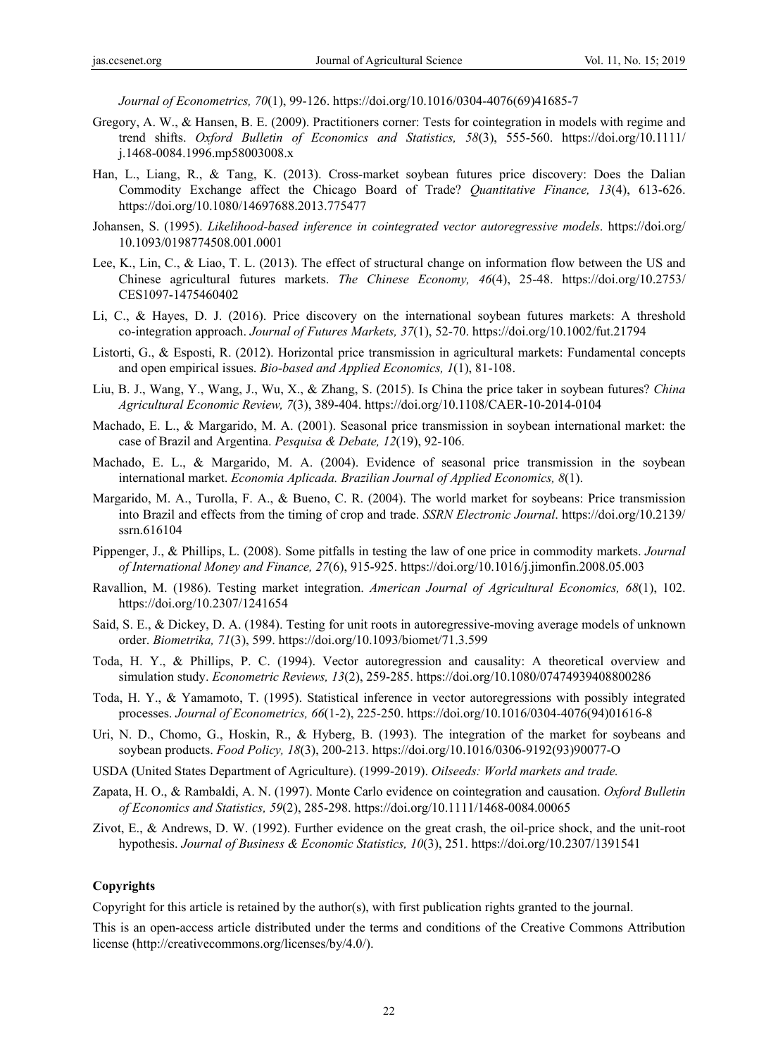*Journal of Econometrics, 70*(1), 99-126. https://doi.org/10.1016/0304-4076(69)41685-7

Gregory, A. W., & Hansen, B. E. (2009). Practitioners corner: Tests for cointegration in models with regime and trend shifts. *Oxford Bulletin of Economics and Statistics, 58*(3), 555-560. https://doi.org/10.1111/j.1468-0084.1996.mp58003008.x

Han, L., Liang, R., & Tang, K. (2013). Cross-market soybean futures price discovery: Does the Dalian Commodity Exchange affect the Chicago Board of Trade? *Quantitative Finance, 13*(4), 613-626. https://doi.org/10.1080/14697688.2013.775477

Johansen, S. (1995). *Likelihood-based inference in cointegrated vector autoregressive models*. https://doi.org/10.1093/0198774508.001.0001

Lee, K., Lin, C., & Liao, T. L. (2013). The effect of structural change on information flow between the US and Chinese agricultural futures markets. *The Chinese Economy, 46*(4), 25-48. https://doi.org/10.2753/CES1097-1475460402

Li, C., & Hayes, D. J. (2016). Price discovery on the international soybean futures markets: A threshold co-integration approach. *Journal of Futures Markets, 37*(1), 52-70. https://doi.org/10.1002/fut.21794

Listorti, G., & Esposti, R. (2012). Horizontal price transmission in agricultural markets: Fundamental concepts and open empirical issues. *Bio-based and Applied Economics, 1*(1), 81-108.

Liu, B. J., Wang, Y., Wang, J., Wu, X., & Zhang, S. (2015). Is China the price taker in soybean futures? *China Agricultural Economic Review, 7*(3), 389-404. https://doi.org/10.1108/CAER-10-2014-0104

Machado, E. L., & Margarido, M. A. (2001). Seasonal price transmission in soybean international market: the case of Brazil and Argentina. *Pesquisa & Debate, 12*(19), 92-106.

Machado, E. L., & Margarido, M. A. (2004). Evidence of seasonal price transmission in the soybean international market. *Economia Aplicada. Brazilian Journal of Applied Economics, 8*(1).

Margarido, M. A., Turolla, F. A., & Bueno, C. R. (2004). The world market for soybeans: Price transmission into Brazil and effects from the timing of crop and trade. *SSRN Electronic Journal*. https://doi.org/10.2139/ssrn.616104

Pippenger, J., & Phillips, L. (2008). Some pitfalls in testing the law of one price in commodity markets. *Journal of International Money and Finance, 27*(6), 915-925. https://doi.org/10.1016/j.jimonfin.2008.05.003

Ravallion, M. (1986). Testing market integration. *American Journal of Agricultural Economics, 68*(1), 102. https://doi.org/10.2307/1241654

Said, S. E., & Dickey, D. A. (1984). Testing for unit roots in autoregressive-moving average models of unknown order. *Biometrika, 71*(3), 599. https://doi.org/10.1093/biomet/71.3.599

Toda, H. Y., & Phillips, P. C. (1994). Vector autoregression and causality: A theoretical overview and simulation study. *Econometric Reviews, 13*(2), 259-285. https://doi.org/10.1080/07474939408800286

Toda, H. Y., & Yamamoto, T. (1995). Statistical inference in vector autoregressions with possibly integrated processes. *Journal of Econometrics, 66*(1-2), 225-250. https://doi.org/10.1016/0304-4076(94)01616-8

Uri, N. D., Chomo, G., Hoskin, R., & Hyberg, B. (1993). The integration of the market for soybeans and soybean products. *Food Policy, 18*(3), 200-213. https://doi.org/10.1016/0306-9192(93)90077-O

USDA (United States Department of Agriculture). (1999-2019). *Oilseeds: World markets and trade.*

Zapata, H. O., & Rambaldi, A. N. (1997). Monte Carlo evidence on cointegration and causation. *Oxford Bulletin of Economics and Statistics, 59*(2), 285-298. https://doi.org/10.1111/1468-0084.00065

Zivot, E., & Andrews, D. W. (1992). Further evidence on the great crash, the oil-price shock, and the unit-root hypothesis. *Journal of Business & Economic Statistics, 10*(3), 251. https://doi.org/10.2307/1391541

### Copyrights

Copyright for this article is retained by the author(s), with first publication rights granted to the journal.

This is an open-access article distributed under the terms and conditions of the Creative Commons Attribution license (http://creativecommons.org/licenses/by/4.0/).